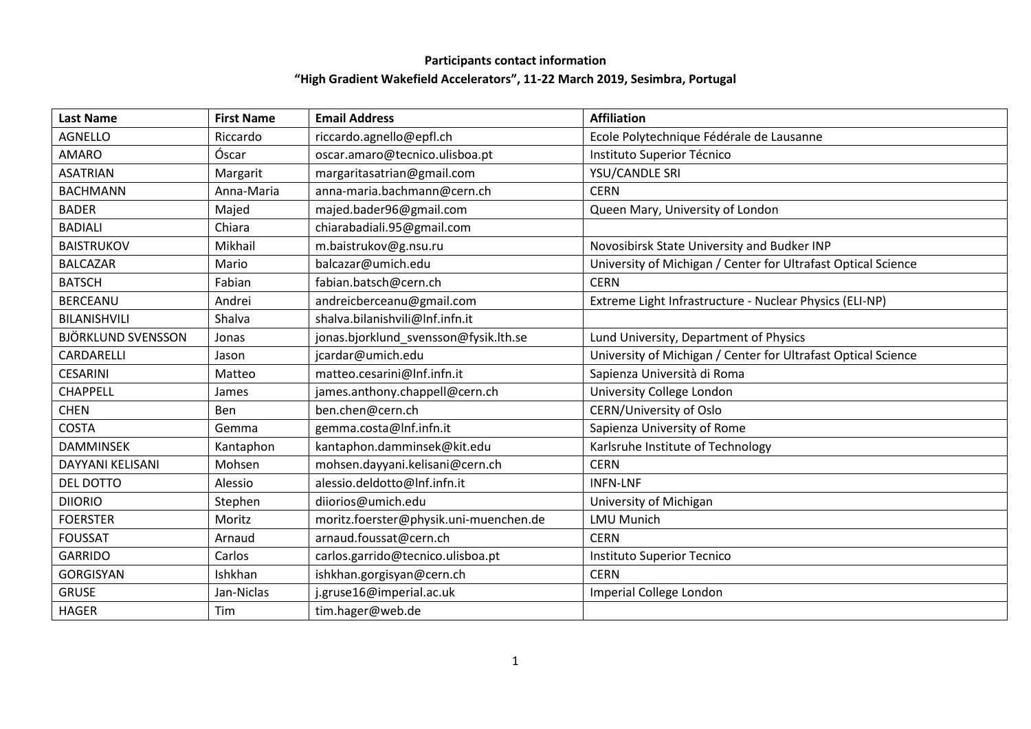**Participants contact information**

**"High Gradient Wakefield Accelerators", 11-22 March 2019, Sesimbra, Portugal**

| Last Name | First Name | Email Address | Affiliation |
|---|---|---|---|
| AGNELLO | Riccardo | riccardo.agnello@epfl.ch | Ecole Polytechnique Fédérale de Lausanne |
| AMARO | Óscar | oscar.amaro@tecnico.ulisboa.pt | Instituto Superior Técnico |
| ASATRIAN | Margarit | margaritasatrian@gmail.com | YSU/CANDLE SRI |
| BACHMANN | Anna-Maria | anna-maria.bachmann@cern.ch | CERN |
| BADER | Majed | majed.bader96@gmail.com | Queen Mary, University of London |
| BADIALI | Chiara | chiarabadiali.95@gmail.com | |
| BAISTRUKOV | Mikhail | m.baistrukov@g.nsu.ru | Novosibirsk State University and Budker INP |
| BALCAZAR | Mario | balcazar@umich.edu | University of Michigan / Center for Ultrafast Optical Science |
| BATSCH | Fabian | fabian.batsch@cern.ch | CERN |
| BERCEANU | Andrei | andreicberceanu@gmail.com | Extreme Light Infrastructure - Nuclear Physics (ELI-NP) |
| BILANISHVILI | Shalva | shalva.bilanishvili@lnf.infn.it | |
| BJÖRKLUND SVENSSON | Jonas | jonas.bjorklund_svensson@fysik.lth.se | Lund University, Department of Physics |
| CARDARELLI | Jason | jcardar@umich.edu | University of Michigan / Center for Ultrafast Optical Science |
| CESARINI | Matteo | matteo.cesarini@lnf.infn.it | Sapienza Università di Roma |
| CHAPPELL | James | james.anthony.chappell@cern.ch | University College London |
| CHEN | Ben | ben.chen@cern.ch | CERN/University of Oslo |
| COSTA | Gemma | gemma.costa@lnf.infn.it | Sapienza University of Rome |
| DAMMINSEK | Kantaphon | kantaphon.damminsek@kit.edu | Karlsruhe Institute of Technology |
| DAYYANI KELISANI | Mohsen | mohsen.dayyani.kelisani@cern.ch | CERN |
| DEL DOTTO | Alessio | alessio.deldotto@lnf.infn.it | INFN-LNF |
| DIIORIO | Stephen | diiorios@umich.edu | University of Michigan |
| FOERSTER | Moritz | moritz.foerster@physik.uni-muenchen.de | LMU Munich |
| FOUSSAT | Arnaud | arnaud.foussat@cern.ch | CERN |
| GARRIDO | Carlos | carlos.garrido@tecnico.ulisboa.pt | Instituto Superior Tecnico |
| GORGISYAN | Ishkhan | ishkhan.gorgisyan@cern.ch | CERN |
| GRUSE | Jan-Niclas | j.gruse16@imperial.ac.uk | Imperial College London |
| HAGER | Tim | tim.hager@web.de | |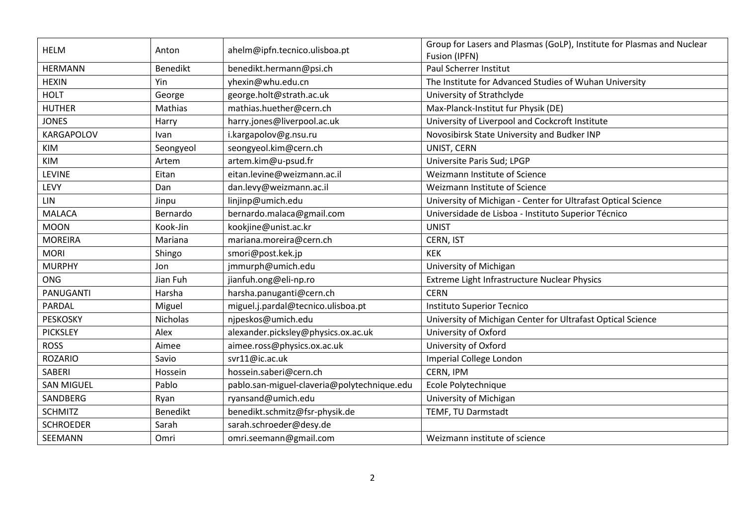| HELM | Anton | ahelm@ipfn.tecnico.ulisboa.pt | Group for Lasers and Plasmas (GoLP), Institute for Plasmas and Nuclear Fusion (IPFN) |
|---|---|---|---|
| HERMANN | Benedikt | benedikt.hermann@psi.ch | Paul Scherrer Institut |
| HEXIN | Yin | yhexin@whu.edu.cn | The Institute for Advanced Studies of Wuhan University |
| HOLT | George | george.holt@strath.ac.uk | University of Strathclyde |
| HUTHER | Mathias | mathias.huether@cern.ch | Max-Planck-Institut fur Physik (DE) |
| JONES | Harry | harry.jones@liverpool.ac.uk | University of Liverpool and Cockcroft Institute |
| KARGAPOLOV | Ivan | i.kargapolov@g.nsu.ru | Novosibirsk State University and Budker INP |
| KIM | Seongyeol | seongyeol.kim@cern.ch | UNIST, CERN |
| KIM | Artem | artem.kim@u-psud.fr | Universite Paris Sud; LPGP |
| LEVINE | Eitan | eitan.levine@weizmann.ac.il | Weizmann Institute of Science |
| LEVY | Dan | dan.levy@weizmann.ac.il | Weizmann Institute of Science |
| LIN | Jinpu | linjinp@umich.edu | University of Michigan - Center for Ultrafast Optical Science |
| MALACA | Bernardo | bernardo.malaca@gmail.com | Universidade de Lisboa - Instituto Superior Técnico |
| MOON | Kook-Jin | kookjine@unist.ac.kr | UNIST |
| MOREIRA | Mariana | mariana.moreira@cern.ch | CERN, IST |
| MORI | Shingo | smori@post.kek.jp | KEK |
| MURPHY | Jon | jmmurph@umich.edu | University of Michigan |
| ONG | Jian Fuh | jianfuh.ong@eli-np.ro | Extreme Light Infrastructure Nuclear Physics |
| PANUGANTI | Harsha | harsha.panuganti@cern.ch | CERN |
| PARDAL | Miguel | miguel.j.pardal@tecnico.ulisboa.pt | Instituto Superior Tecnico |
| PESKOSKY | Nicholas | njpeskos@umich.edu | University of Michigan Center for Ultrafast Optical Science |
| PICKSLEY | Alex | alexander.picksley@physics.ox.ac.uk | University of Oxford |
| ROSS | Aimee | aimee.ross@physics.ox.ac.uk | University of Oxford |
| ROZARIO | Savio | svr11@ic.ac.uk | Imperial College London |
| SABERI | Hossein | hossein.saberi@cern.ch | CERN, IPM |
| SAN MIGUEL | Pablo | pablo.san-miguel-claveria@polytechnique.edu | Ecole Polytechnique |
| SANDBERG | Ryan | ryansand@umich.edu | University of Michigan |
| SCHMITZ | Benedikt | benedikt.schmitz@fsr-physik.de | TEMF, TU Darmstadt |
| SCHROEDER | Sarah | sarah.schroeder@desy.de | |
| SEEMANN | Omri | omri.seemann@gmail.com | Weizmann institute of science |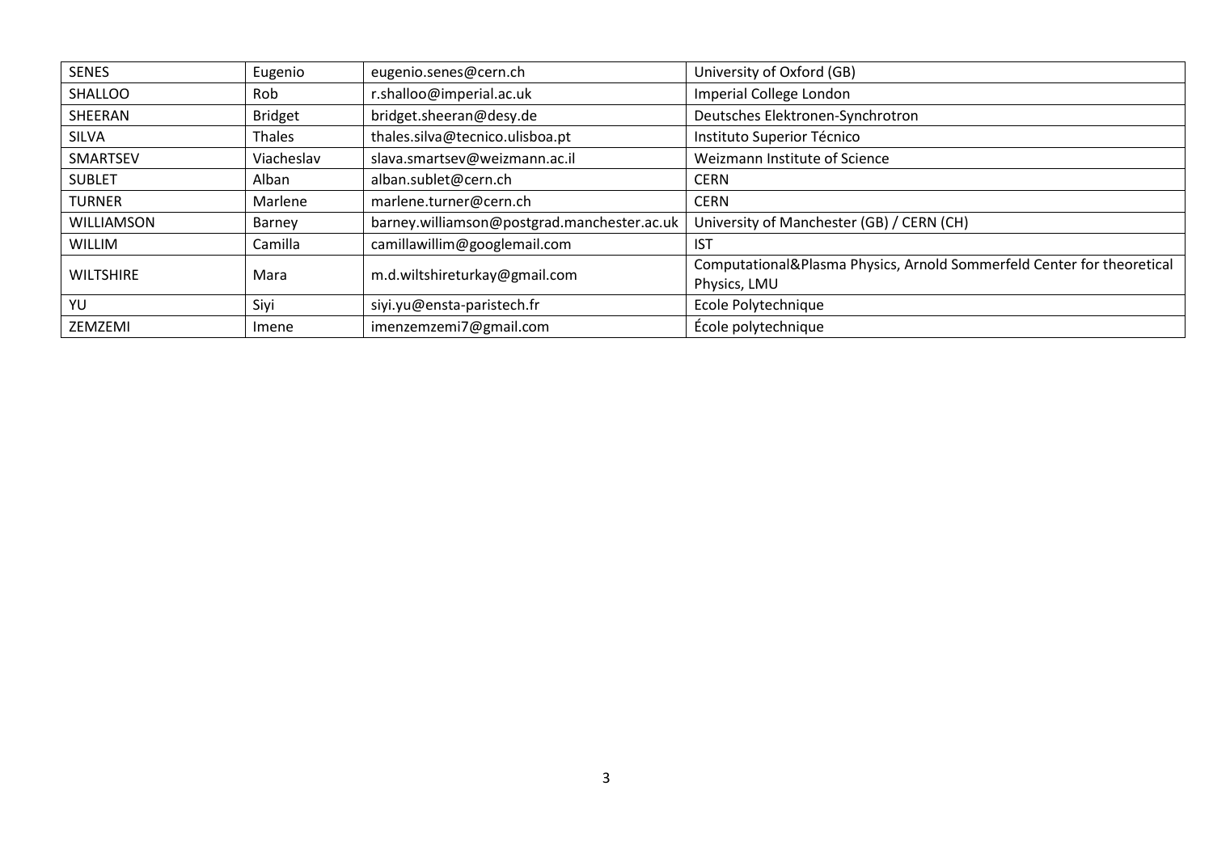| | | | |
|---|---|---|---|
| SENES | Eugenio | eugenio.senes@cern.ch | University of Oxford (GB) |
| SHALLOO | Rob | r.shalloo@imperial.ac.uk | Imperial College London |
| SHEERAN | Bridget | bridget.sheeran@desy.de | Deutsches Elektronen-Synchrotron |
| SILVA | Thales | thales.silva@tecnico.ulisboa.pt | Instituto Superior Técnico |
| SMARTSEV | Viacheslav | slava.smartsev@weizmann.ac.il | Weizmann Institute of Science |
| SUBLET | Alban | alban.sublet@cern.ch | CERN |
| TURNER | Marlene | marlene.turner@cern.ch | CERN |
| WILLIAMSON | Barney | barney.williamson@postgrad.manchester.ac.uk | University of Manchester (GB) / CERN (CH) |
| WILLIM | Camilla | camillawillim@googlemail.com | IST |
| WILTSHIRE | Mara | m.d.wiltshireturkay@gmail.com | Computational&Plasma Physics, Arnold Sommerfeld Center for theoretical Physics, LMU |
| YU | Siyi | siyi.yu@ensta-paristech.fr | Ecole Polytechnique |
| ZEMZEMI | Imene | imenzemzemi7@gmail.com | École polytechnique |